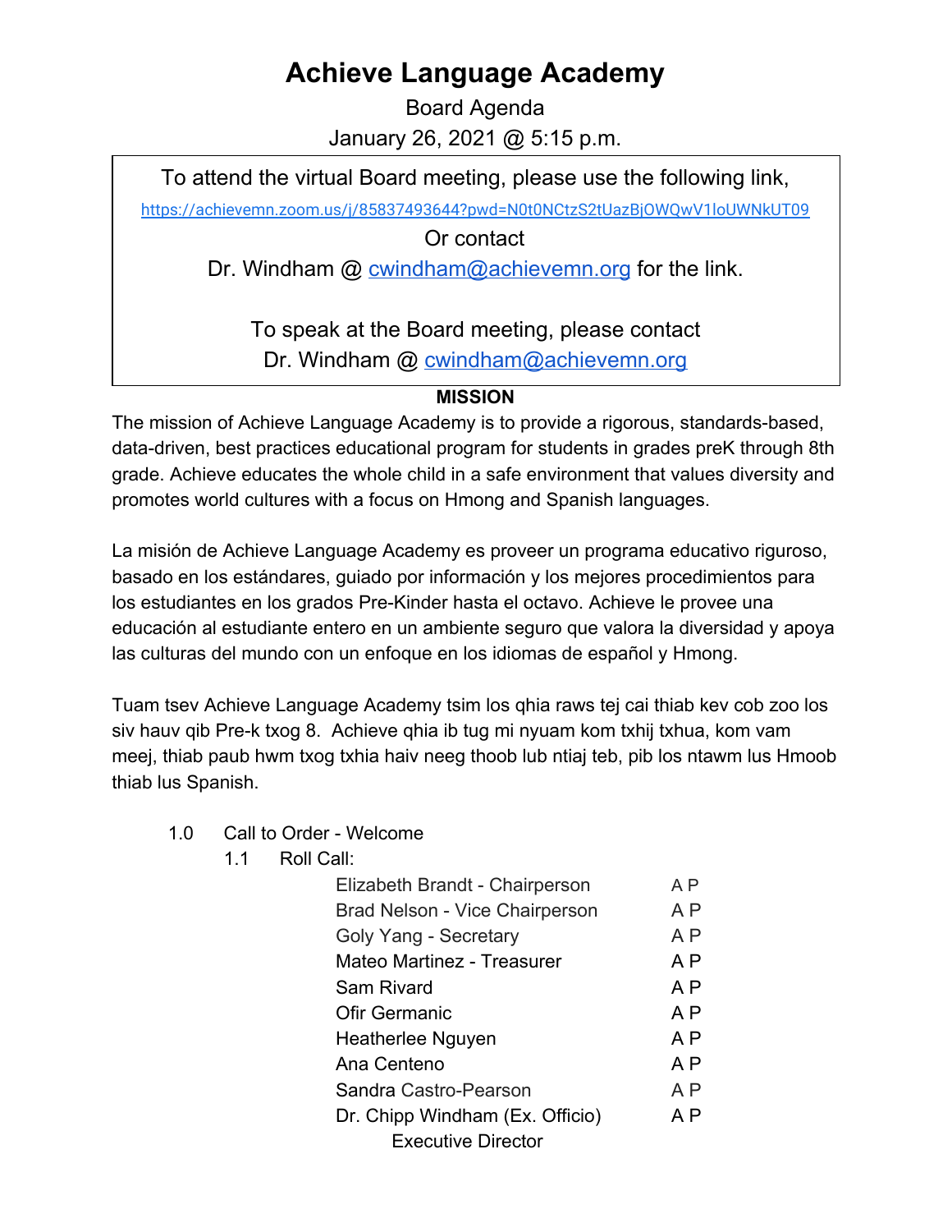# Achieve Language Academy

Board Agenda

January 26, 2021 @ 5:15 p.m.

To attend the virtual Board meeting, please use the following link,

https://achievemn.zoom.us/j/85837493644?pwd=N0t0NCtzS2tUazBjOWQwV1loUWNkUT09

Or contact

Dr. Windham @ cwindham@achievemn.org for the link.

To speak at the Board meeting, please contact

Dr. Windham @ cwindham@achievemn.org

**MISSION**

The mission of Achieve Language Academy is to provide a rigorous, standards-based, data-driven, best practices educational program for students in grades preK through 8th grade. Achieve educates the whole child in a safe environment that values diversity and promotes world cultures with a focus on Hmong and Spanish languages.

La misión de Achieve Language Academy es proveer un programa educativo riguroso, basado en los estándares, guiado por información y los mejores procedimientos para los estudiantes en los grados Pre-Kinder hasta el octavo. Achieve le provee una educación al estudiante entero en un ambiente seguro que valora la diversidad y apoya las culturas del mundo con un enfoque en los idiomas de español y Hmong.

Tuam tsev Achieve Language Academy tsim los qhia raws tej cai thiab kev cob zoo los siv hauv qib Pre-k txog 8. Achieve qhia ib tug mi nyuam kom txhij txhua, kom vam meej, thiab paub hwm txog txhia haiv neeg thoob lub ntiaj teb, pib los ntawm lus Hmoob thiab lus Spanish.

1.0 Call to Order - Welcome

1.1 Roll Call:

| Name | |
|---|---|
| Elizabeth Brandt - Chairperson | A P |
| Brad Nelson - Vice Chairperson | A P |
| Goly Yang - Secretary | A P |
| Mateo Martinez - Treasurer | A P |
| Sam Rivard | A P |
| Ofir Germanic | A P |
| Heatherlee Nguyen | A P |
| Ana Centeno | A P |
| Sandra Castro-Pearson | A P |
| Dr. Chipp Windham (Ex. Officio) Executive Director | A P |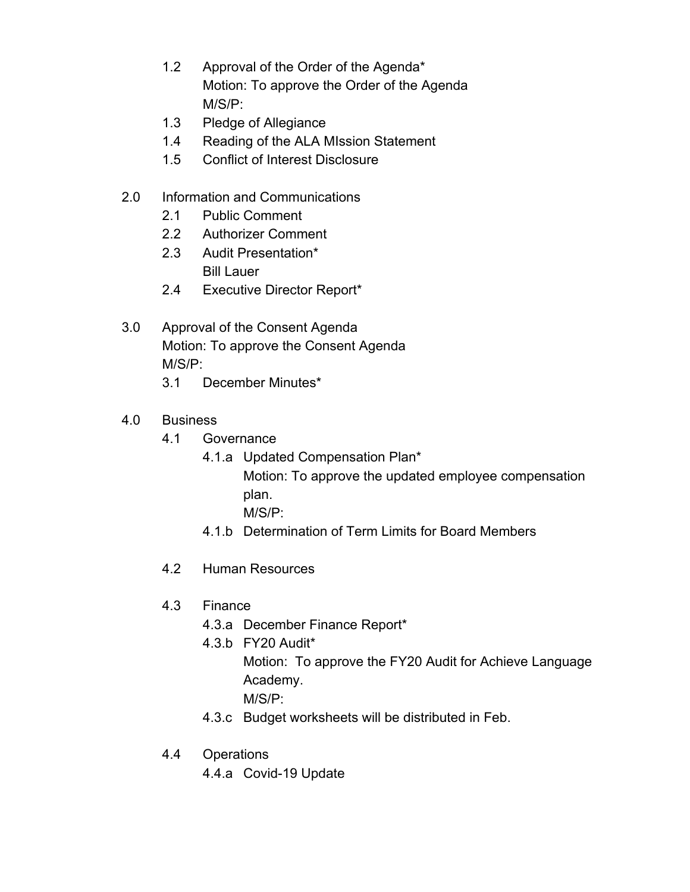- 1.2 Approval of the Order of the Agenda*
  Motion: To approve the Order of the Agenda
  M/S/P:
- 1.3 Pledge of Allegiance
- 1.4 Reading of the ALA MIssion Statement
- 1.5 Conflict of Interest Disclosure

2.0 Information and Communications

- 2.1 Public Comment
- 2.2 Authorizer Comment
- 2.3 Audit Presentation*
  Bill Lauer
- 2.4 Executive Director Report*

3.0 Approval of the Consent Agenda
Motion: To approve the Consent Agenda
M/S/P:

- 3.1 December Minutes*

4.0 Business

- 4.1 Governance
  - 4.1.a Updated Compensation Plan*
    Motion: To approve the updated employee compensation plan.
    M/S/P:
  - 4.1.b Determination of Term Limits for Board Members
- 4.2 Human Resources
- 4.3 Finance
  - 4.3.a December Finance Report*
  - 4.3.b FY20 Audit*
    Motion: To approve the FY20 Audit for Achieve Language Academy.
    M/S/P:
  - 4.3.c Budget worksheets will be distributed in Feb.
- 4.4 Operations
  - 4.4.a Covid-19 Update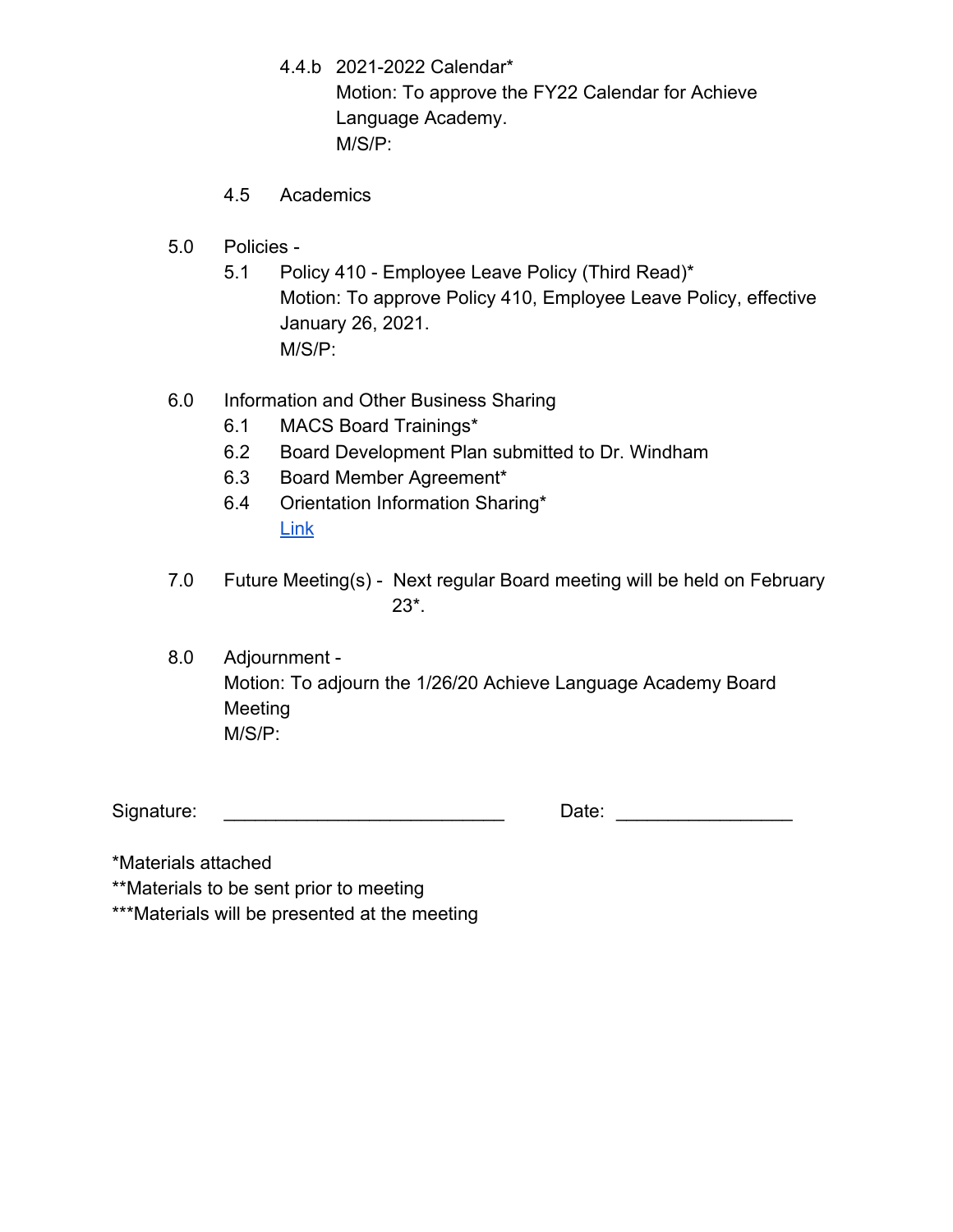4.4.b 2021-2022 Calendar*
Motion: To approve the FY22 Calendar for Achieve Language Academy.
M/S/P:

4.5 Academics

5.0 Policies -

5.1 Policy 410 - Employee Leave Policy (Third Read)*
Motion: To approve Policy 410, Employee Leave Policy, effective January 26, 2021.
M/S/P:

6.0 Information and Other Business Sharing

6.1 MACS Board Trainings*

6.2 Board Development Plan submitted to Dr. Windham

6.3 Board Member Agreement*

6.4 Orientation Information Sharing*
Link

7.0 Future Meeting(s) - Next regular Board meeting will be held on February 23*.

8.0 Adjournment -
Motion: To adjourn the 1/26/20 Achieve Language Academy Board Meeting
M/S/P:

Signature: ___________________________ Date: _________________

*Materials attached
**Materials to be sent prior to meeting
***Materials will be presented at the meeting